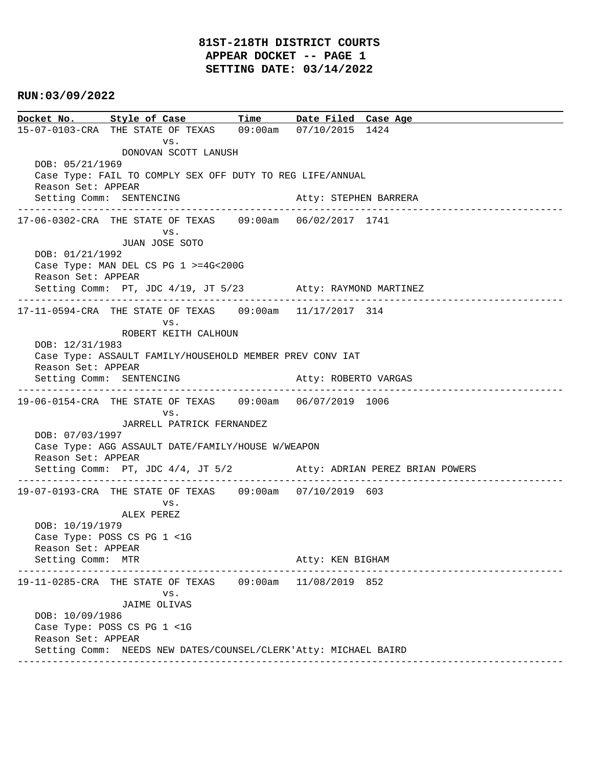# 81ST-218TH DISTRICT COURTS
## APPEAR DOCKET -- PAGE 1
## SETTING DATE: 03/14/2022

**RUN:03/09/2022**

| Docket No. | Style of Case | Time | Date Filed | Case Age |
|---|---|---|---|---|

---

**15-07-0103-CRA** THE STATE OF TEXAS vs. DONOVAN SCOTT LANUSH — 09:00am — 07/10/2015 — 1424
DOB: 05/21/1969
Case Type: FAIL TO COMPLY SEX OFF DUTY TO REG LIFE/ANNUAL
Reason Set: APPEAR
Setting Comm: SENTENCING — Atty: STEPHEN BARRERA

---

**17-06-0302-CRA** THE STATE OF TEXAS vs. JUAN JOSE SOTO — 09:00am — 06/02/2017 — 1741
DOB: 01/21/1992
Case Type: MAN DEL CS PG 1 >=4G<200G
Reason Set: APPEAR
Setting Comm: PT, JDC 4/19, JT 5/23 — Atty: RAYMOND MARTINEZ

---

**17-11-0594-CRA** THE STATE OF TEXAS vs. ROBERT KEITH CALHOUN — 09:00am — 11/17/2017 — 314
DOB: 12/31/1983
Case Type: ASSAULT FAMILY/HOUSEHOLD MEMBER PREV CONV IAT
Reason Set: APPEAR
Setting Comm: SENTENCING — Atty: ROBERTO VARGAS

---

**19-06-0154-CRA** THE STATE OF TEXAS vs. JARRELL PATRICK FERNANDEZ — 09:00am — 06/07/2019 — 1006
DOB: 07/03/1997
Case Type: AGG ASSAULT DATE/FAMILY/HOUSE W/WEAPON
Reason Set: APPEAR
Setting Comm: PT, JDC 4/4, JT 5/2 — Atty: ADRIAN PEREZ BRIAN POWERS

---

**19-07-0193-CRA** THE STATE OF TEXAS vs. ALEX PEREZ — 09:00am — 07/10/2019 — 603
DOB: 10/19/1979
Case Type: POSS CS PG 1 <1G
Reason Set: APPEAR
Setting Comm: MTR — Atty: KEN BIGHAM

---

**19-11-0285-CRA** THE STATE OF TEXAS vs. JAIME OLIVAS — 09:00am — 11/08/2019 — 852
DOB: 10/09/1986
Case Type: POSS CS PG 1 <1G
Reason Set: APPEAR
Setting Comm: NEEDS NEW DATES/COUNSEL/CLERK' — Atty: MICHAEL BAIRD

---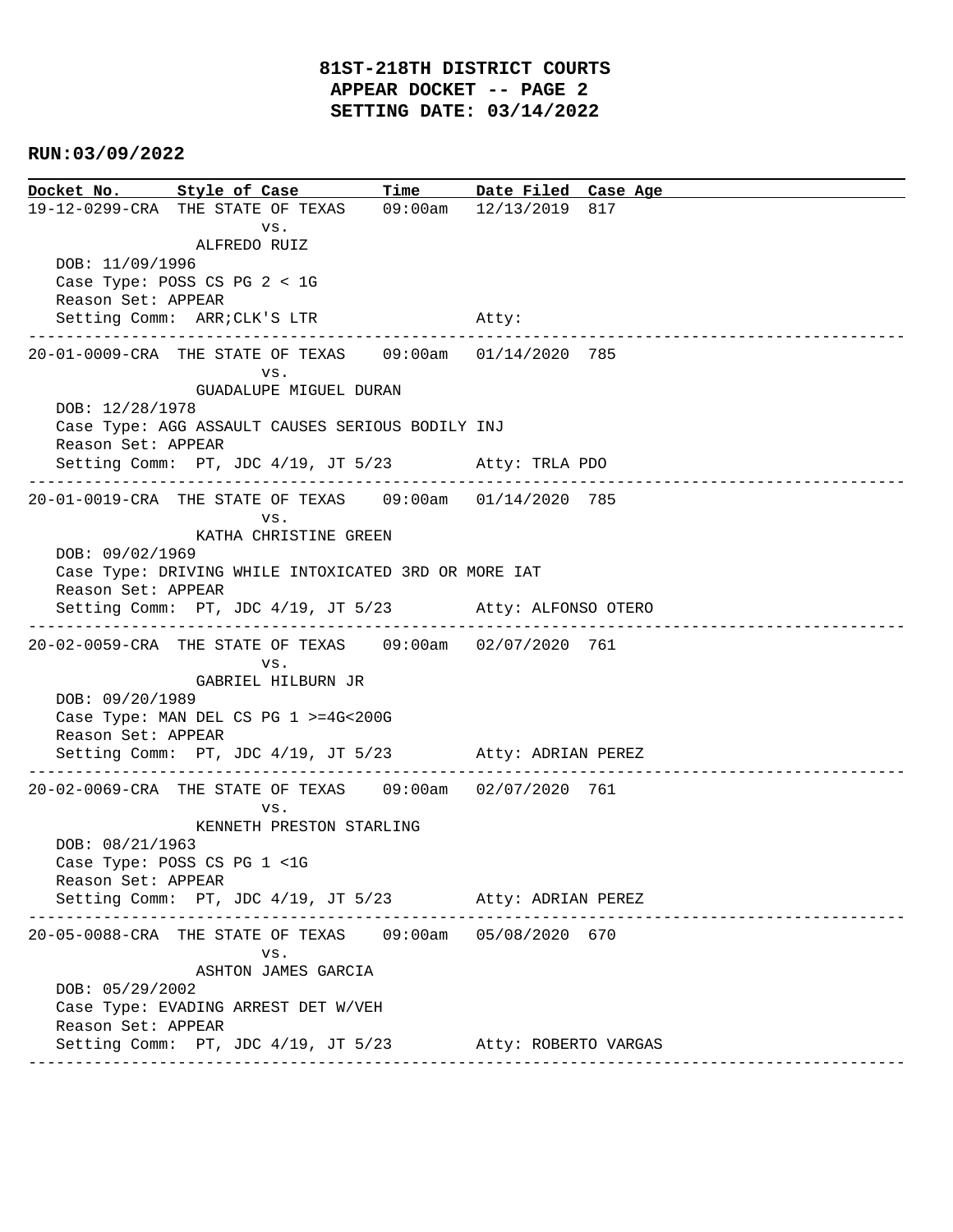# 81ST-218TH DISTRICT COURTS
## APPEAR DOCKET -- PAGE 2
## SETTING DATE: 03/14/2022

**RUN:03/09/2022**

| Docket No. | Style of Case | Time | Date Filed | Case Age |
|---|---|---|---|---|

---

**19-12-0299-CRA** THE STATE OF TEXAS vs. ALFREDO RUIZ — 09:00am — 12/13/2019 — 817

DOB: 11/09/1996
Case Type: POSS CS PG 2 < 1G
Reason Set: APPEAR
Setting Comm: ARR;CLK'S LTR
Atty:

---

**20-01-0009-CRA** THE STATE OF TEXAS vs. GUADALUPE MIGUEL DURAN — 09:00am — 01/14/2020 — 785

DOB: 12/28/1978
Case Type: AGG ASSAULT CAUSES SERIOUS BODILY INJ
Reason Set: APPEAR
Setting Comm: PT, JDC 4/19, JT 5/23
Atty: TRLA PDO

---

**20-01-0019-CRA** THE STATE OF TEXAS vs. KATHA CHRISTINE GREEN — 09:00am — 01/14/2020 — 785

DOB: 09/02/1969
Case Type: DRIVING WHILE INTOXICATED 3RD OR MORE IAT
Reason Set: APPEAR
Setting Comm: PT, JDC 4/19, JT 5/23
Atty: ALFONSO OTERO

---

**20-02-0059-CRA** THE STATE OF TEXAS vs. GABRIEL HILBURN JR — 09:00am — 02/07/2020 — 761

DOB: 09/20/1989
Case Type: MAN DEL CS PG 1 >=4G<200G
Reason Set: APPEAR
Setting Comm: PT, JDC 4/19, JT 5/23
Atty: ADRIAN PEREZ

---

**20-02-0069-CRA** THE STATE OF TEXAS vs. KENNETH PRESTON STARLING — 09:00am — 02/07/2020 — 761

DOB: 08/21/1963
Case Type: POSS CS PG 1 <1G
Reason Set: APPEAR
Setting Comm: PT, JDC 4/19, JT 5/23
Atty: ADRIAN PEREZ

---

**20-05-0088-CRA** THE STATE OF TEXAS vs. ASHTON JAMES GARCIA — 09:00am — 05/08/2020 — 670

DOB: 05/29/2002
Case Type: EVADING ARREST DET W/VEH
Reason Set: APPEAR
Setting Comm: PT, JDC 4/19, JT 5/23
Atty: ROBERTO VARGAS

---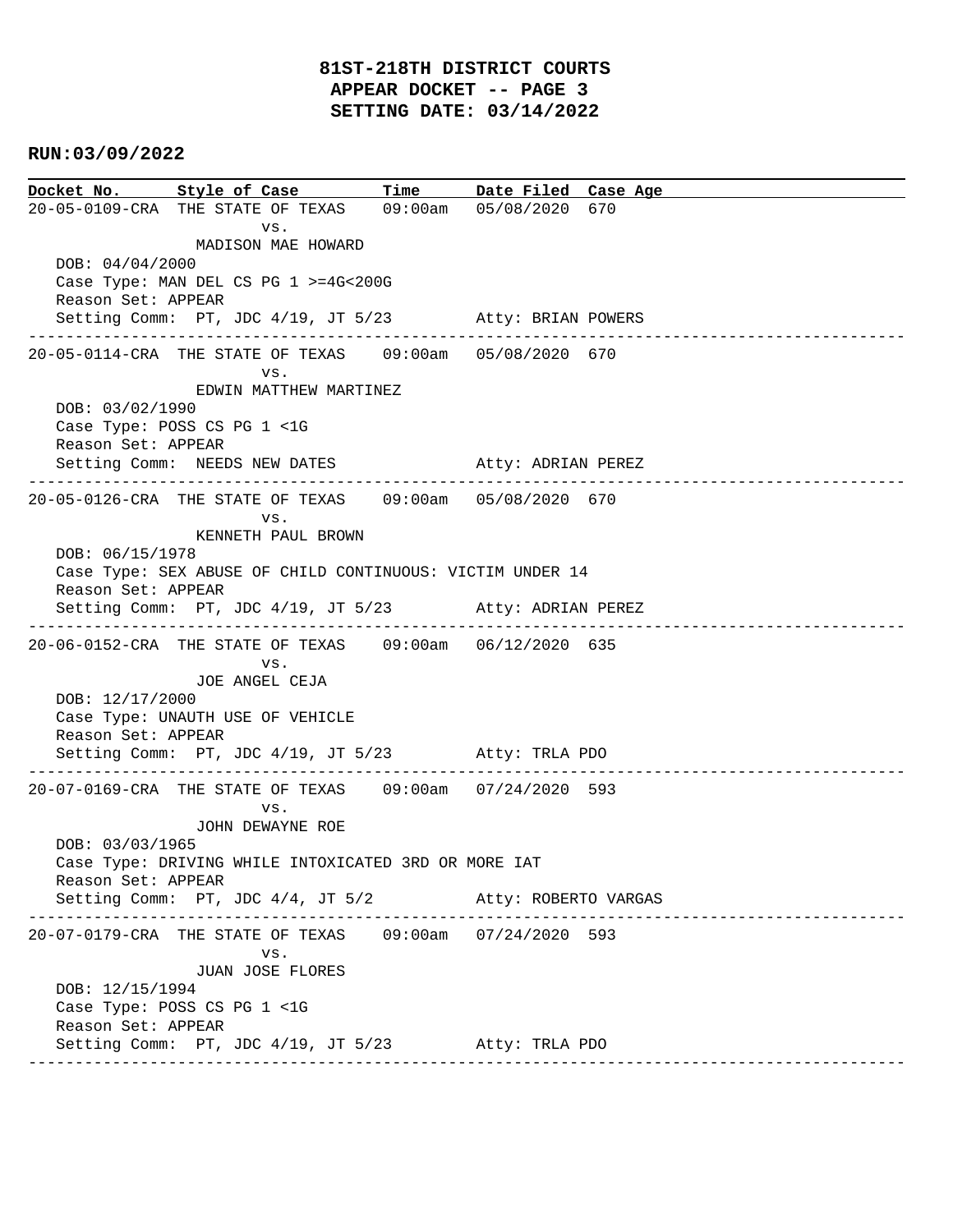# 81ST-218TH DISTRICT COURTS
## APPEAR DOCKET -- PAGE 3
## SETTING DATE: 03/14/2022

**RUN:03/09/2022**

**Docket No. | Style of Case | Time | Date Filed | Case Age**

---

20-05-0109-CRA THE STATE OF TEXAS 09:00am 05/08/2020 670
vs.
MADISON MAE HOWARD
DOB: 04/04/2000
Case Type: MAN DEL CS PG 1 >=4G<200G
Reason Set: APPEAR
Setting Comm: PT, JDC 4/19, JT 5/23 Atty: BRIAN POWERS

---

20-05-0114-CRA THE STATE OF TEXAS 09:00am 05/08/2020 670
vs.
EDWIN MATTHEW MARTINEZ
DOB: 03/02/1990
Case Type: POSS CS PG 1 <1G
Reason Set: APPEAR
Setting Comm: NEEDS NEW DATES Atty: ADRIAN PEREZ

---

20-05-0126-CRA THE STATE OF TEXAS 09:00am 05/08/2020 670
vs.
KENNETH PAUL BROWN
DOB: 06/15/1978
Case Type: SEX ABUSE OF CHILD CONTINUOUS: VICTIM UNDER 14
Reason Set: APPEAR
Setting Comm: PT, JDC 4/19, JT 5/23 Atty: ADRIAN PEREZ

---

20-06-0152-CRA THE STATE OF TEXAS 09:00am 06/12/2020 635
vs.
JOE ANGEL CEJA
DOB: 12/17/2000
Case Type: UNAUTH USE OF VEHICLE
Reason Set: APPEAR
Setting Comm: PT, JDC 4/19, JT 5/23 Atty: TRLA PDO

---

20-07-0169-CRA THE STATE OF TEXAS 09:00am 07/24/2020 593
vs.
JOHN DEWAYNE ROE
DOB: 03/03/1965
Case Type: DRIVING WHILE INTOXICATED 3RD OR MORE IAT
Reason Set: APPEAR
Setting Comm: PT, JDC 4/4, JT 5/2 Atty: ROBERTO VARGAS

---

20-07-0179-CRA THE STATE OF TEXAS 09:00am 07/24/2020 593
vs.
JUAN JOSE FLORES
DOB: 12/15/1994
Case Type: POSS CS PG 1 <1G
Reason Set: APPEAR
Setting Comm: PT, JDC 4/19, JT 5/23 Atty: TRLA PDO

---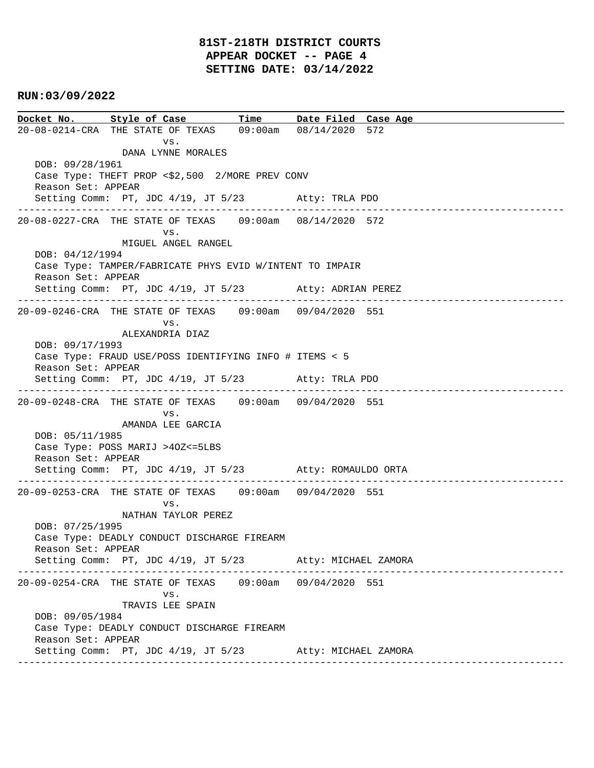# 81ST-218TH DISTRICT COURTS
## APPEAR DOCKET -- PAGE 4
## SETTING DATE: 03/14/2022

**RUN:03/09/2022**

| Docket No. | Style of Case | Time | Date Filed | Case Age |
|---|---|---|---|---|

20-08-0214-CRA THE STATE OF TEXAS 09:00am 08/14/2020 572
vs.
DANA LYNNE MORALES
DOB: 09/28/1961
Case Type: THEFT PROP <$2,500 2/MORE PREV CONV
Reason Set: APPEAR
Setting Comm: PT, JDC 4/19, JT 5/23 Atty: TRLA PDO

---

20-08-0227-CRA THE STATE OF TEXAS 09:00am 08/14/2020 572
vs.
MIGUEL ANGEL RANGEL
DOB: 04/12/1994
Case Type: TAMPER/FABRICATE PHYS EVID W/INTENT TO IMPAIR
Reason Set: APPEAR
Setting Comm: PT, JDC 4/19, JT 5/23 Atty: ADRIAN PEREZ

---

20-09-0246-CRA THE STATE OF TEXAS 09:00am 09/04/2020 551
vs.
ALEXANDRIA DIAZ
DOB: 09/17/1993
Case Type: FRAUD USE/POSS IDENTIFYING INFO # ITEMS < 5
Reason Set: APPEAR
Setting Comm: PT, JDC 4/19, JT 5/23 Atty: TRLA PDO

---

20-09-0248-CRA THE STATE OF TEXAS 09:00am 09/04/2020 551
vs.
AMANDA LEE GARCIA
DOB: 05/11/1985
Case Type: POSS MARIJ >4OZ<=5LBS
Reason Set: APPEAR
Setting Comm: PT, JDC 4/19, JT 5/23 Atty: ROMAULDO ORTA

---

20-09-0253-CRA THE STATE OF TEXAS 09:00am 09/04/2020 551
vs.
NATHAN TAYLOR PEREZ
DOB: 07/25/1995
Case Type: DEADLY CONDUCT DISCHARGE FIREARM
Reason Set: APPEAR
Setting Comm: PT, JDC 4/19, JT 5/23 Atty: MICHAEL ZAMORA

---

20-09-0254-CRA THE STATE OF TEXAS 09:00am 09/04/2020 551
vs.
TRAVIS LEE SPAIN
DOB: 09/05/1984
Case Type: DEADLY CONDUCT DISCHARGE FIREARM
Reason Set: APPEAR
Setting Comm: PT, JDC 4/19, JT 5/23 Atty: MICHAEL ZAMORA

---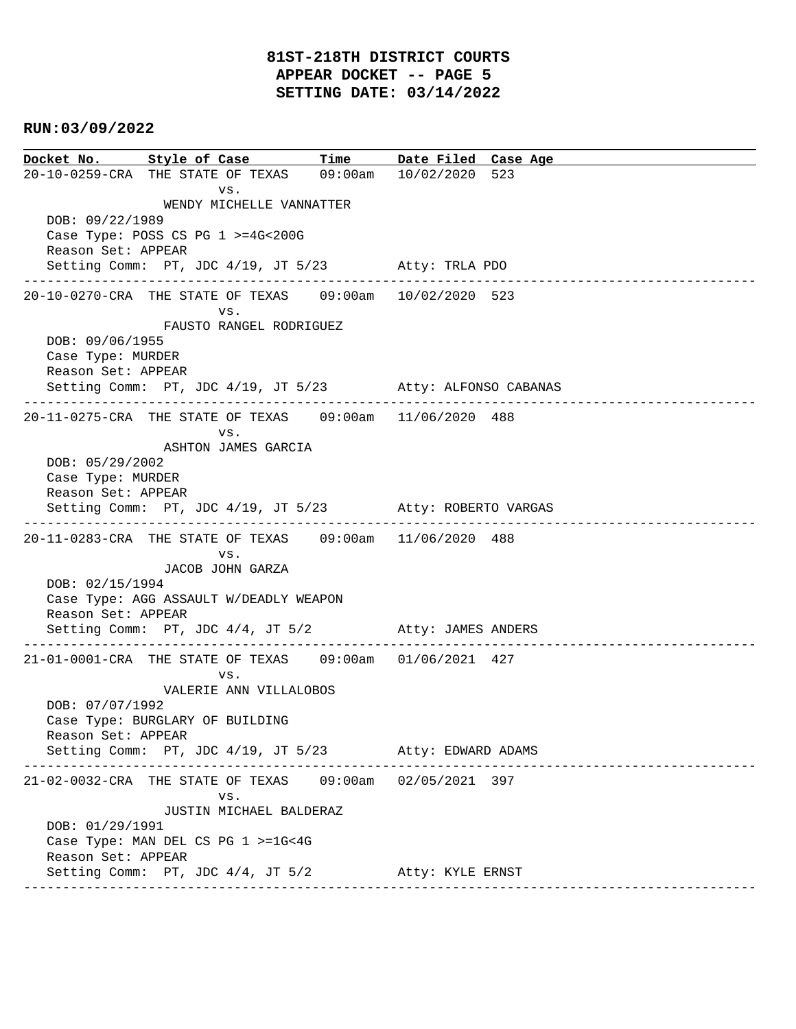# 81ST-218TH DISTRICT COURTS
## APPEAR DOCKET -- PAGE 5
## SETTING DATE: 03/14/2022

**RUN:03/09/2022**

| Docket No. | Style of Case | Time | Date Filed | Case Age |
|---|---|---|---|---|

**20-10-0259-CRA** THE STATE OF TEXAS vs. WENDY MICHELLE VANNATTER — 09:00am — 10/02/2020 — 523
DOB: 09/22/1989
Case Type: POSS CS PG 1 >=4G<200G
Reason Set: APPEAR
Setting Comm: PT, JDC 4/19, JT 5/23 — Atty: TRLA PDO

---

**20-10-0270-CRA** THE STATE OF TEXAS vs. FAUSTO RANGEL RODRIGUEZ — 09:00am — 10/02/2020 — 523
DOB: 09/06/1955
Case Type: MURDER
Reason Set: APPEAR
Setting Comm: PT, JDC 4/19, JT 5/23 — Atty: ALFONSO CABANAS

---

**20-11-0275-CRA** THE STATE OF TEXAS vs. ASHTON JAMES GARCIA — 09:00am — 11/06/2020 — 488
DOB: 05/29/2002
Case Type: MURDER
Reason Set: APPEAR
Setting Comm: PT, JDC 4/19, JT 5/23 — Atty: ROBERTO VARGAS

---

**20-11-0283-CRA** THE STATE OF TEXAS vs. JACOB JOHN GARZA — 09:00am — 11/06/2020 — 488
DOB: 02/15/1994
Case Type: AGG ASSAULT W/DEADLY WEAPON
Reason Set: APPEAR
Setting Comm: PT, JDC 4/4, JT 5/2 — Atty: JAMES ANDERS

---

**21-01-0001-CRA** THE STATE OF TEXAS vs. VALERIE ANN VILLALOBOS — 09:00am — 01/06/2021 — 427
DOB: 07/07/1992
Case Type: BURGLARY OF BUILDING
Reason Set: APPEAR
Setting Comm: PT, JDC 4/19, JT 5/23 — Atty: EDWARD ADAMS

---

**21-02-0032-CRA** THE STATE OF TEXAS vs. JUSTIN MICHAEL BALDERAZ — 09:00am — 02/05/2021 — 397
DOB: 01/29/1991
Case Type: MAN DEL CS PG 1 >=1G<4G
Reason Set: APPEAR
Setting Comm: PT, JDC 4/4, JT 5/2 — Atty: KYLE ERNST

---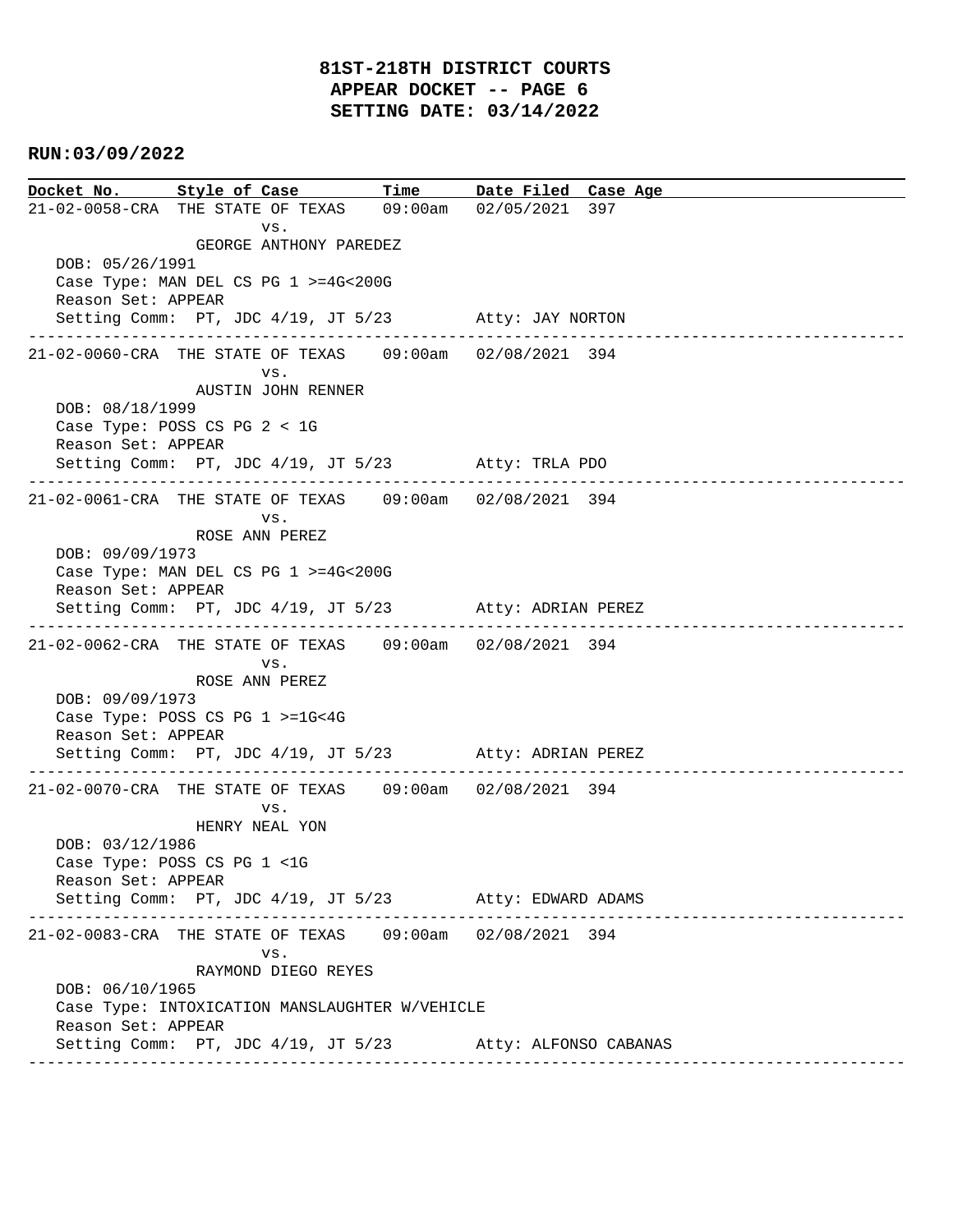**81ST-218TH DISTRICT COURTS**
**APPEAR DOCKET -- PAGE 6**
**SETTING DATE: 03/14/2022**

**RUN:03/09/2022**

| Docket No. | Style of Case | Time | Date Filed | Case Age |
|---|---|---|---|---|
| 21-02-0058-CRA | THE STATE OF TEXAS vs. GEORGE ANTHONY PAREDEZ | 09:00am | 02/05/2021 | 397 |

DOB: 05/26/1991
Case Type: MAN DEL CS PG 1 >=4G<200G
Reason Set: APPEAR
Setting Comm: PT, JDC 4/19, JT 5/23 Atty: JAY NORTON

---

| Docket No. | Style of Case | Time | Date Filed | Case Age |
|---|---|---|---|---|
| 21-02-0060-CRA | THE STATE OF TEXAS vs. AUSTIN JOHN RENNER | 09:00am | 02/08/2021 | 394 |

DOB: 08/18/1999
Case Type: POSS CS PG 2 < 1G
Reason Set: APPEAR
Setting Comm: PT, JDC 4/19, JT 5/23 Atty: TRLA PDO

---

| Docket No. | Style of Case | Time | Date Filed | Case Age |
|---|---|---|---|---|
| 21-02-0061-CRA | THE STATE OF TEXAS vs. ROSE ANN PEREZ | 09:00am | 02/08/2021 | 394 |

DOB: 09/09/1973
Case Type: MAN DEL CS PG 1 >=4G<200G
Reason Set: APPEAR
Setting Comm: PT, JDC 4/19, JT 5/23 Atty: ADRIAN PEREZ

---

| Docket No. | Style of Case | Time | Date Filed | Case Age |
|---|---|---|---|---|
| 21-02-0062-CRA | THE STATE OF TEXAS vs. ROSE ANN PEREZ | 09:00am | 02/08/2021 | 394 |

DOB: 09/09/1973
Case Type: POSS CS PG 1 >=1G<4G
Reason Set: APPEAR
Setting Comm: PT, JDC 4/19, JT 5/23 Atty: ADRIAN PEREZ

---

| Docket No. | Style of Case | Time | Date Filed | Case Age |
|---|---|---|---|---|
| 21-02-0070-CRA | THE STATE OF TEXAS vs. HENRY NEAL YON | 09:00am | 02/08/2021 | 394 |

DOB: 03/12/1986
Case Type: POSS CS PG 1 <1G
Reason Set: APPEAR
Setting Comm: PT, JDC 4/19, JT 5/23 Atty: EDWARD ADAMS

---

| Docket No. | Style of Case | Time | Date Filed | Case Age |
|---|---|---|---|---|
| 21-02-0083-CRA | THE STATE OF TEXAS vs. RAYMOND DIEGO REYES | 09:00am | 02/08/2021 | 394 |

DOB: 06/10/1965
Case Type: INTOXICATION MANSLAUGHTER W/VEHICLE
Reason Set: APPEAR
Setting Comm: PT, JDC 4/19, JT 5/23 Atty: ALFONSO CABANAS

---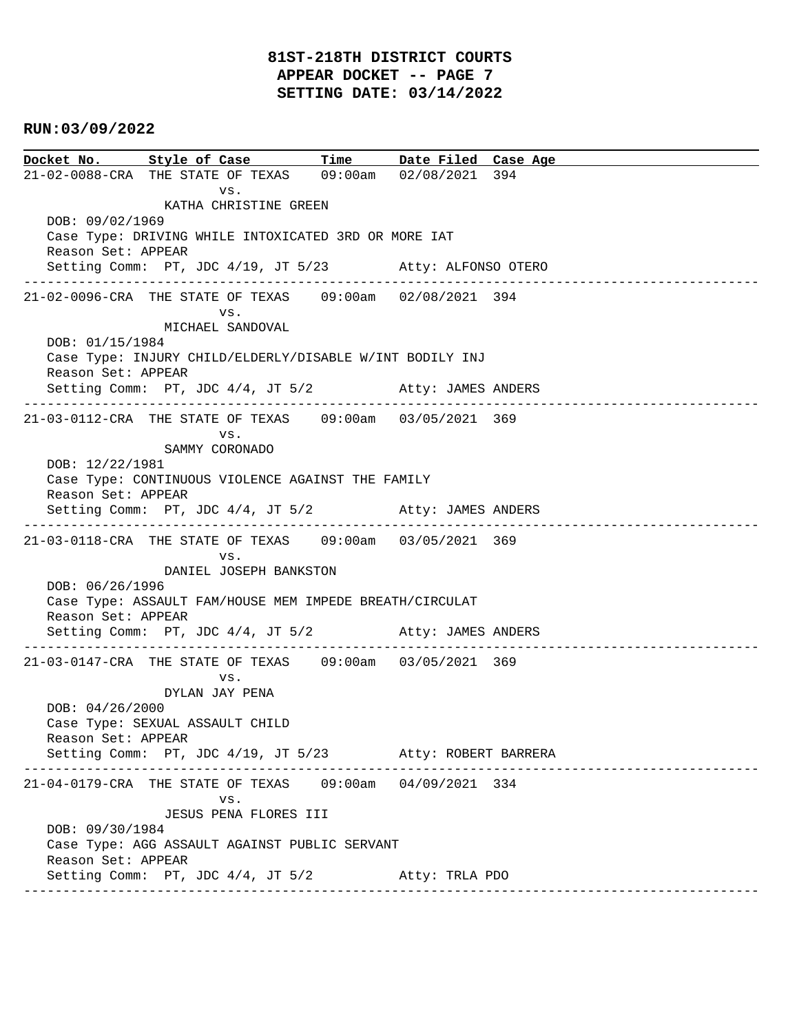**81ST-218TH DISTRICT COURTS**
**APPEAR DOCKET -- PAGE 7**
**SETTING DATE: 03/14/2022**

**RUN:03/09/2022**

| Docket No. | Style of Case | Time | Date Filed | Case Age |
|---|---|---|---|---|

21-02-0088-CRA THE STATE OF TEXAS 09:00am 02/08/2021 394
vs.
KATHA CHRISTINE GREEN
DOB: 09/02/1969
Case Type: DRIVING WHILE INTOXICATED 3RD OR MORE IAT
Reason Set: APPEAR
Setting Comm: PT, JDC 4/19, JT 5/23 Atty: ALFONSO OTERO

---

21-02-0096-CRA THE STATE OF TEXAS 09:00am 02/08/2021 394
vs.
MICHAEL SANDOVAL
DOB: 01/15/1984
Case Type: INJURY CHILD/ELDERLY/DISABLE W/INT BODILY INJ
Reason Set: APPEAR
Setting Comm: PT, JDC 4/4, JT 5/2 Atty: JAMES ANDERS

---

21-03-0112-CRA THE STATE OF TEXAS 09:00am 03/05/2021 369
vs.
SAMMY CORONADO
DOB: 12/22/1981
Case Type: CONTINUOUS VIOLENCE AGAINST THE FAMILY
Reason Set: APPEAR
Setting Comm: PT, JDC 4/4, JT 5/2 Atty: JAMES ANDERS

---

21-03-0118-CRA THE STATE OF TEXAS 09:00am 03/05/2021 369
vs.
DANIEL JOSEPH BANKSTON
DOB: 06/26/1996
Case Type: ASSAULT FAM/HOUSE MEM IMPEDE BREATH/CIRCULAT
Reason Set: APPEAR
Setting Comm: PT, JDC 4/4, JT 5/2 Atty: JAMES ANDERS

---

21-03-0147-CRA THE STATE OF TEXAS 09:00am 03/05/2021 369
vs.
DYLAN JAY PENA
DOB: 04/26/2000
Case Type: SEXUAL ASSAULT CHILD
Reason Set: APPEAR
Setting Comm: PT, JDC 4/19, JT 5/23 Atty: ROBERT BARRERA

---

21-04-0179-CRA THE STATE OF TEXAS 09:00am 04/09/2021 334
vs.
JESUS PENA FLORES III
DOB: 09/30/1984
Case Type: AGG ASSAULT AGAINST PUBLIC SERVANT
Reason Set: APPEAR
Setting Comm: PT, JDC 4/4, JT 5/2 Atty: TRLA PDO

---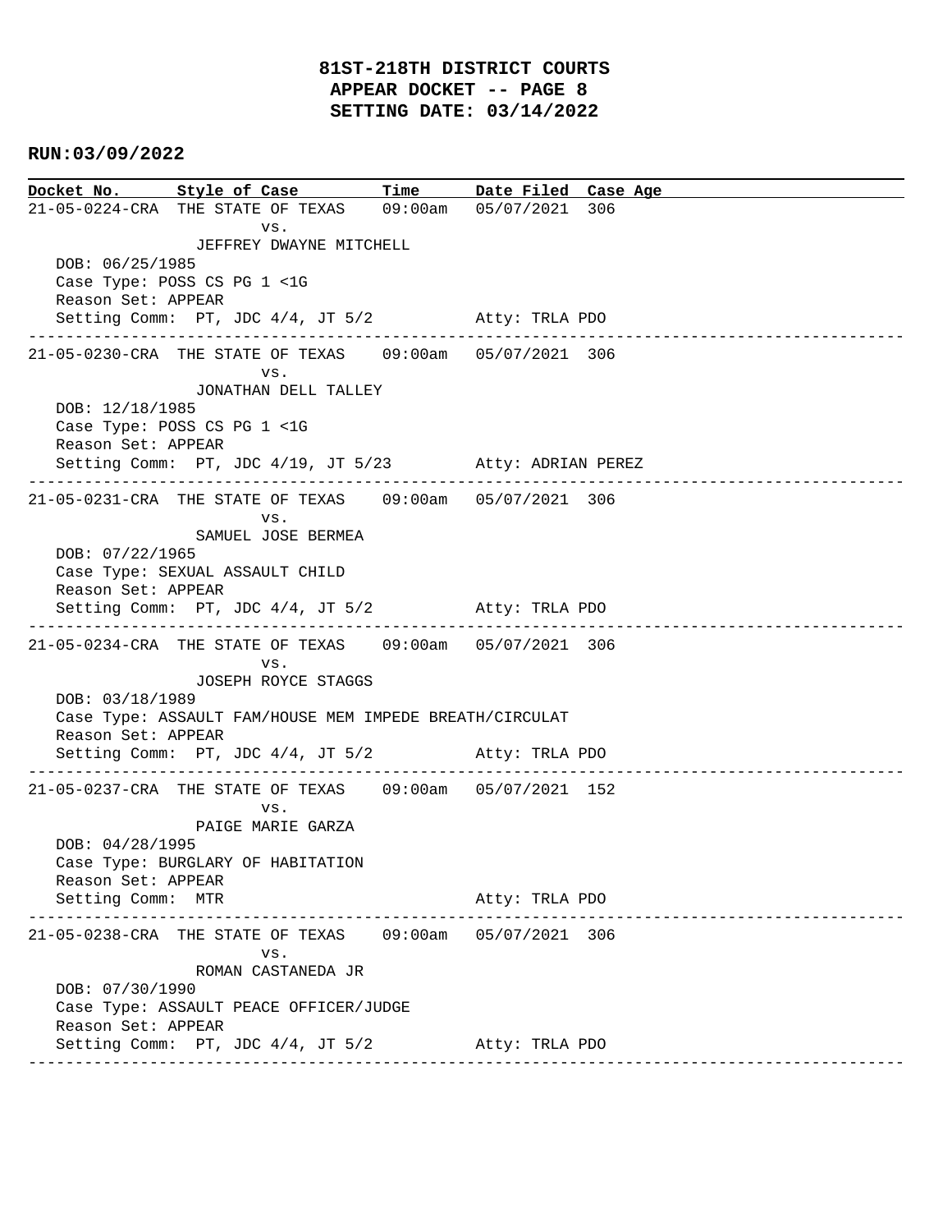# 81ST-218TH DISTRICT COURTS
## APPEAR DOCKET -- PAGE 8
## SETTING DATE: 03/14/2022

**RUN:03/09/2022**

| Docket No. | Style of Case | Time | Date Filed | Case Age |
|---|---|---|---|---|

21-05-0224-CRA THE STATE OF TEXAS 09:00am 05/07/2021 306
vs.
JEFFREY DWAYNE MITCHELL
DOB: 06/25/1985
Case Type: POSS CS PG 1 <1G
Reason Set: APPEAR
Setting Comm: PT, JDC 4/4, JT 5/2 Atty: TRLA PDO

---

21-05-0230-CRA THE STATE OF TEXAS 09:00am 05/07/2021 306
vs.
JONATHAN DELL TALLEY
DOB: 12/18/1985
Case Type: POSS CS PG 1 <1G
Reason Set: APPEAR
Setting Comm: PT, JDC 4/19, JT 5/23 Atty: ADRIAN PEREZ

---

21-05-0231-CRA THE STATE OF TEXAS 09:00am 05/07/2021 306
vs.
SAMUEL JOSE BERMEA
DOB: 07/22/1965
Case Type: SEXUAL ASSAULT CHILD
Reason Set: APPEAR
Setting Comm: PT, JDC 4/4, JT 5/2 Atty: TRLA PDO

---

21-05-0234-CRA THE STATE OF TEXAS 09:00am 05/07/2021 306
vs.
JOSEPH ROYCE STAGGS
DOB: 03/18/1989
Case Type: ASSAULT FAM/HOUSE MEM IMPEDE BREATH/CIRCULAT
Reason Set: APPEAR
Setting Comm: PT, JDC 4/4, JT 5/2 Atty: TRLA PDO

---

21-05-0237-CRA THE STATE OF TEXAS 09:00am 05/07/2021 152
vs.
PAIGE MARIE GARZA
DOB: 04/28/1995
Case Type: BURGLARY OF HABITATION
Reason Set: APPEAR
Setting Comm: MTR Atty: TRLA PDO

---

21-05-0238-CRA THE STATE OF TEXAS 09:00am 05/07/2021 306
vs.
ROMAN CASTANEDA JR
DOB: 07/30/1990
Case Type: ASSAULT PEACE OFFICER/JUDGE
Reason Set: APPEAR
Setting Comm: PT, JDC 4/4, JT 5/2 Atty: TRLA PDO

---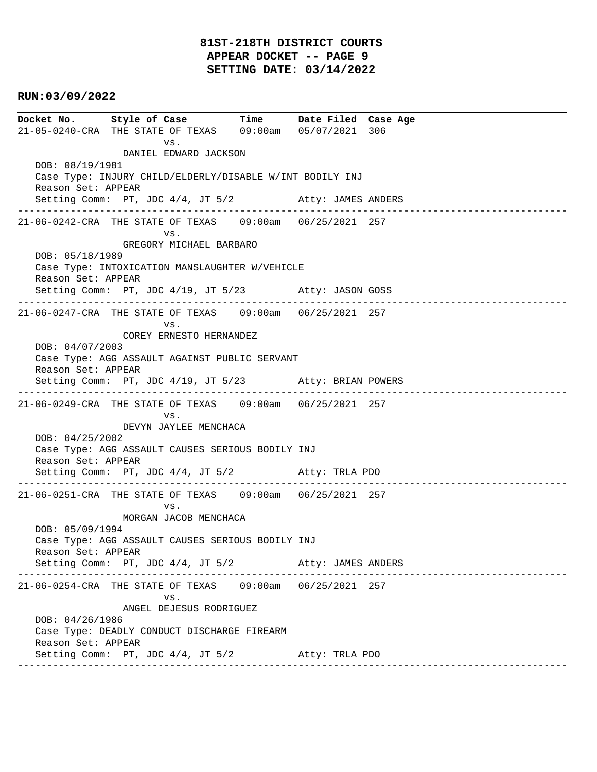# 81ST-218TH DISTRICT COURTS
## APPEAR DOCKET -- PAGE 9
## SETTING DATE: 03/14/2022

**RUN:03/09/2022**

```
Docket No.      Style of Case          Time      Date Filed  Case Age
21-05-0240-CRA  THE STATE OF TEXAS    09:00am   05/07/2021  306
                        vs.
                  DANIEL EDWARD JACKSON
   DOB: 08/19/1981
   Case Type: INJURY CHILD/ELDERLY/DISABLE W/INT BODILY INJ
   Reason Set: APPEAR
   Setting Comm:  PT, JDC 4/4, JT 5/2           Atty: JAMES ANDERS
------------------------------------------------------------------------------------------------
21-06-0242-CRA  THE STATE OF TEXAS    09:00am   06/25/2021  257
                        vs.
                  GREGORY MICHAEL BARBARO
   DOB: 05/18/1989
   Case Type: INTOXICATION MANSLAUGHTER W/VEHICLE
   Reason Set: APPEAR
   Setting Comm:  PT, JDC 4/19, JT 5/23         Atty: JASON GOSS
------------------------------------------------------------------------------------------------
21-06-0247-CRA  THE STATE OF TEXAS    09:00am   06/25/2021  257
                        vs.
                  COREY ERNESTO HERNANDEZ
   DOB: 04/07/2003
   Case Type: AGG ASSAULT AGAINST PUBLIC SERVANT
   Reason Set: APPEAR
   Setting Comm:  PT, JDC 4/19, JT 5/23         Atty: BRIAN POWERS
------------------------------------------------------------------------------------------------
21-06-0249-CRA  THE STATE OF TEXAS    09:00am   06/25/2021  257
                        vs.
                  DEVYN JAYLEE MENCHACA
   DOB: 04/25/2002
   Case Type: AGG ASSAULT CAUSES SERIOUS BODILY INJ
   Reason Set: APPEAR
   Setting Comm:  PT, JDC 4/4, JT 5/2           Atty: TRLA PDO
------------------------------------------------------------------------------------------------
21-06-0251-CRA  THE STATE OF TEXAS    09:00am   06/25/2021  257
                        vs.
                  MORGAN JACOB MENCHACA
   DOB: 05/09/1994
   Case Type: AGG ASSAULT CAUSES SERIOUS BODILY INJ
   Reason Set: APPEAR
   Setting Comm:  PT, JDC 4/4, JT 5/2           Atty: JAMES ANDERS
------------------------------------------------------------------------------------------------
21-06-0254-CRA  THE STATE OF TEXAS    09:00am   06/25/2021  257
                        vs.
                  ANGEL DEJESUS RODRIGUEZ
   DOB: 04/26/1986
   Case Type: DEADLY CONDUCT DISCHARGE FIREARM
   Reason Set: APPEAR
   Setting Comm:  PT, JDC 4/4, JT 5/2           Atty: TRLA PDO
------------------------------------------------------------------------------------------------
```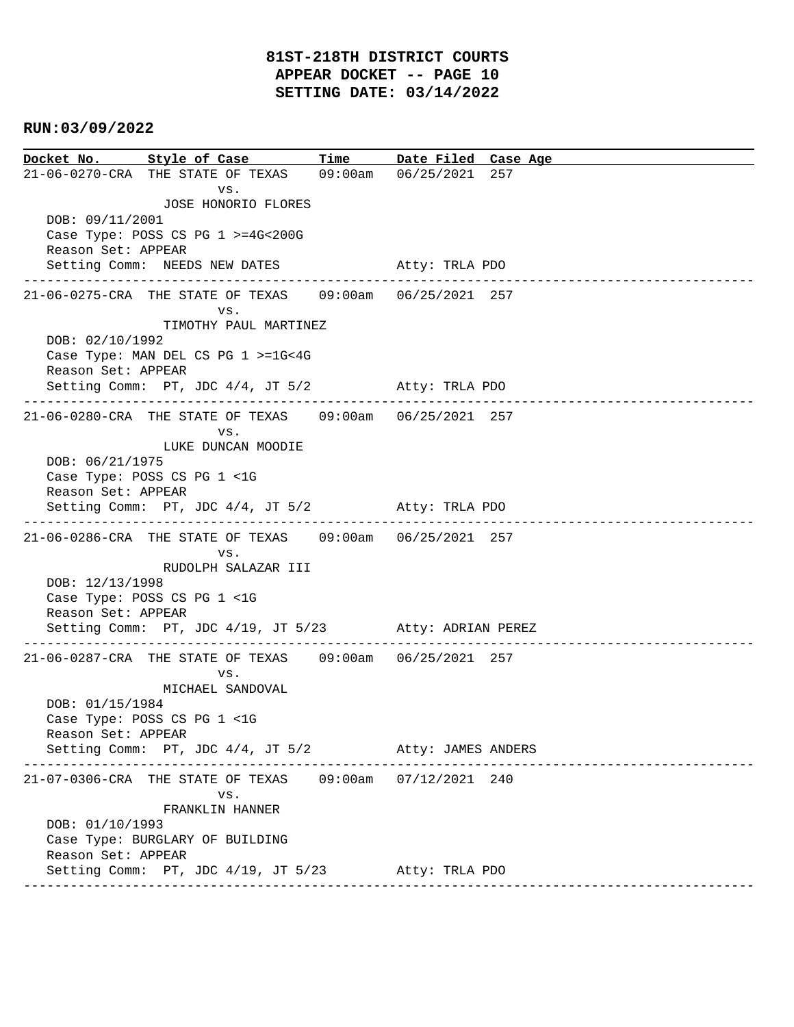# 81ST-218TH DISTRICT COURTS
## APPEAR DOCKET -- PAGE 10
## SETTING DATE: 03/14/2022

**RUN:03/09/2022**

| Docket No. | Style of Case | Time | Date Filed | Case Age |
|---|---|---|---|---|

**21-06-0270-CRA** THE STATE OF TEXAS vs. JOSE HONORIO FLORES — 09:00am — 06/25/2021 — 257
DOB: 09/11/2001
Case Type: POSS CS PG 1 >=4G<200G
Reason Set: APPEAR
Setting Comm: NEEDS NEW DATES — Atty: TRLA PDO

---

**21-06-0275-CRA** THE STATE OF TEXAS vs. TIMOTHY PAUL MARTINEZ — 09:00am — 06/25/2021 — 257
DOB: 02/10/1992
Case Type: MAN DEL CS PG 1 >=1G<4G
Reason Set: APPEAR
Setting Comm: PT, JDC 4/4, JT 5/2 — Atty: TRLA PDO

---

**21-06-0280-CRA** THE STATE OF TEXAS vs. LUKE DUNCAN MOODIE — 09:00am — 06/25/2021 — 257
DOB: 06/21/1975
Case Type: POSS CS PG 1 <1G
Reason Set: APPEAR
Setting Comm: PT, JDC 4/4, JT 5/2 — Atty: TRLA PDO

---

**21-06-0286-CRA** THE STATE OF TEXAS vs. RUDOLPH SALAZAR III — 09:00am — 06/25/2021 — 257
DOB: 12/13/1998
Case Type: POSS CS PG 1 <1G
Reason Set: APPEAR
Setting Comm: PT, JDC 4/19, JT 5/23 — Atty: ADRIAN PEREZ

---

**21-06-0287-CRA** THE STATE OF TEXAS vs. MICHAEL SANDOVAL — 09:00am — 06/25/2021 — 257
DOB: 01/15/1984
Case Type: POSS CS PG 1 <1G
Reason Set: APPEAR
Setting Comm: PT, JDC 4/4, JT 5/2 — Atty: JAMES ANDERS

---

**21-07-0306-CRA** THE STATE OF TEXAS vs. FRANKLIN HANNER — 09:00am — 07/12/2021 — 240
DOB: 01/10/1993
Case Type: BURGLARY OF BUILDING
Reason Set: APPEAR
Setting Comm: PT, JDC 4/19, JT 5/23 — Atty: TRLA PDO

---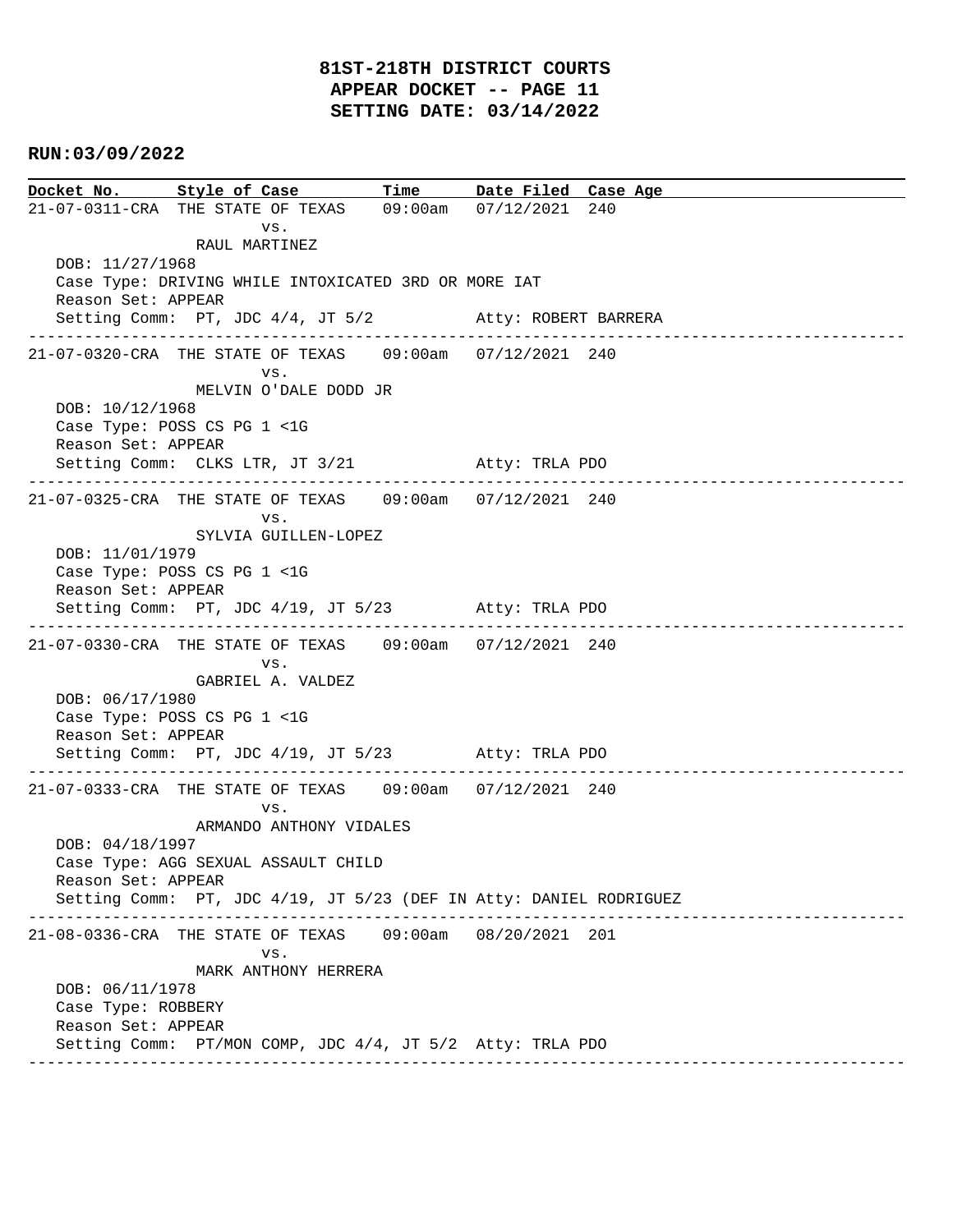**81ST-218TH DISTRICT COURTS**
**APPEAR DOCKET -- PAGE 11**
**SETTING DATE: 03/14/2022**

**RUN:03/09/2022**

| Docket No. | Style of Case | Time | Date Filed | Case Age |
|---|---|---|---|---|

21-07-0311-CRA THE STATE OF TEXAS 09:00am 07/12/2021 240
vs.
RAUL MARTINEZ
DOB: 11/27/1968
Case Type: DRIVING WHILE INTOXICATED 3RD OR MORE IAT
Reason Set: APPEAR
Setting Comm: PT, JDC 4/4, JT 5/2 Atty: ROBERT BARRERA

---

21-07-0320-CRA THE STATE OF TEXAS 09:00am 07/12/2021 240
vs.
MELVIN O'DALE DODD JR
DOB: 10/12/1968
Case Type: POSS CS PG 1 <1G
Reason Set: APPEAR
Setting Comm: CLKS LTR, JT 3/21 Atty: TRLA PDO

---

21-07-0325-CRA THE STATE OF TEXAS 09:00am 07/12/2021 240
vs.
SYLVIA GUILLEN-LOPEZ
DOB: 11/01/1979
Case Type: POSS CS PG 1 <1G
Reason Set: APPEAR
Setting Comm: PT, JDC 4/19, JT 5/23 Atty: TRLA PDO

---

21-07-0330-CRA THE STATE OF TEXAS 09:00am 07/12/2021 240
vs.
GABRIEL A. VALDEZ
DOB: 06/17/1980
Case Type: POSS CS PG 1 <1G
Reason Set: APPEAR
Setting Comm: PT, JDC 4/19, JT 5/23 Atty: TRLA PDO

---

21-07-0333-CRA THE STATE OF TEXAS 09:00am 07/12/2021 240
vs.
ARMANDO ANTHONY VIDALES
DOB: 04/18/1997
Case Type: AGG SEXUAL ASSAULT CHILD
Reason Set: APPEAR
Setting Comm: PT, JDC 4/19, JT 5/23 (DEF IN Atty: DANIEL RODRIGUEZ

---

21-08-0336-CRA THE STATE OF TEXAS 09:00am 08/20/2021 201
vs.
MARK ANTHONY HERRERA
DOB: 06/11/1978
Case Type: ROBBERY
Reason Set: APPEAR
Setting Comm: PT/MON COMP, JDC 4/4, JT 5/2 Atty: TRLA PDO

---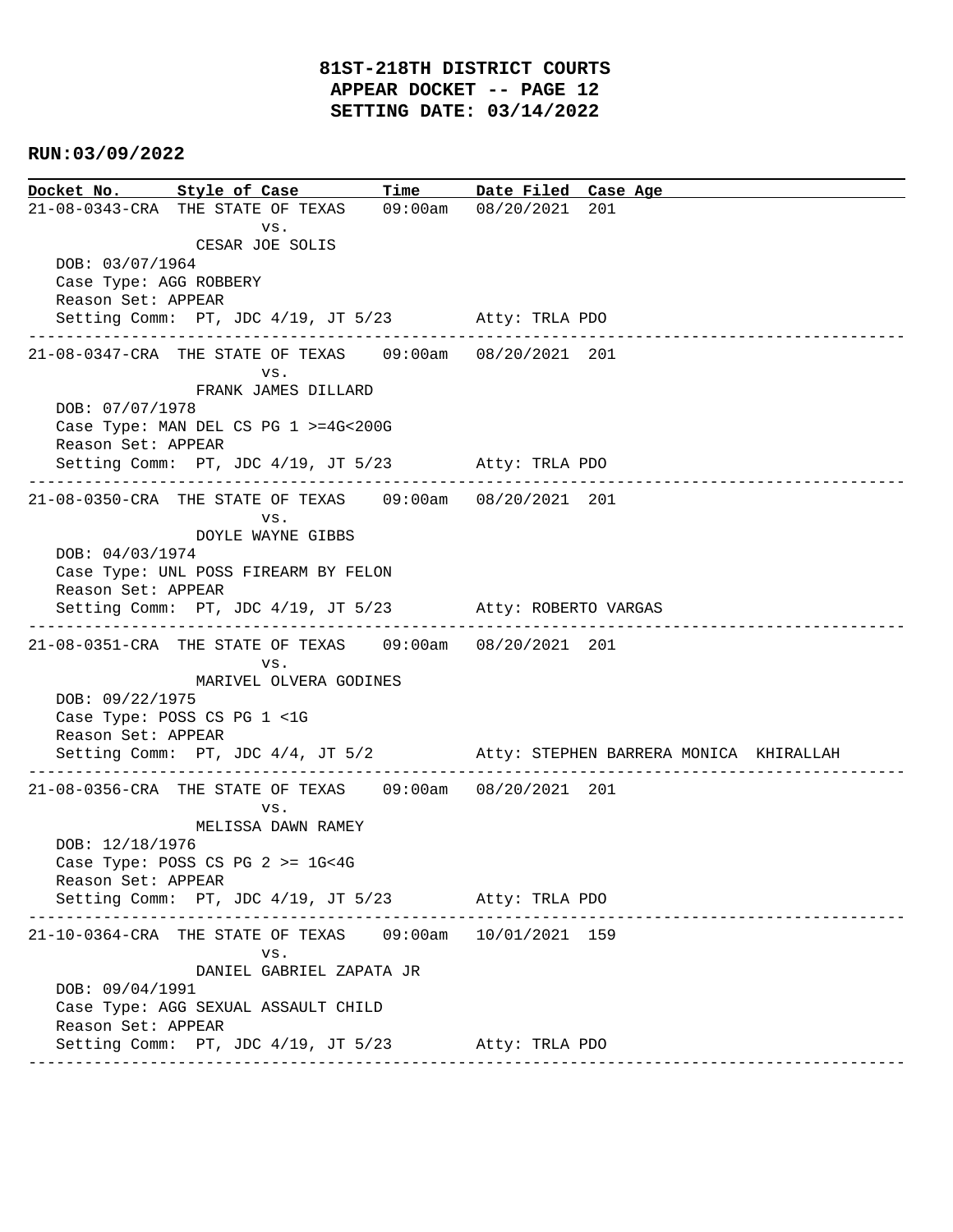**81ST-218TH DISTRICT COURTS**
**APPEAR DOCKET -- PAGE 12**
**SETTING DATE: 03/14/2022**

**RUN:03/09/2022**

| Docket No. | Style of Case | Time | Date Filed | Case Age |
|---|---|---|---|---|
| 21-08-0343-CRA | THE STATE OF TEXAS vs. CESAR JOE SOLIS | 09:00am | 08/20/2021 | 201 |

DOB: 03/07/1964
Case Type: AGG ROBBERY
Reason Set: APPEAR
Setting Comm: PT, JDC 4/19, JT 5/23 Atty: TRLA PDO

---

| Docket No. | Style of Case | Time | Date Filed | Case Age |
|---|---|---|---|---|
| 21-08-0347-CRA | THE STATE OF TEXAS vs. FRANK JAMES DILLARD | 09:00am | 08/20/2021 | 201 |

DOB: 07/07/1978
Case Type: MAN DEL CS PG 1 >=4G<200G
Reason Set: APPEAR
Setting Comm: PT, JDC 4/19, JT 5/23 Atty: TRLA PDO

---

| Docket No. | Style of Case | Time | Date Filed | Case Age |
|---|---|---|---|---|
| 21-08-0350-CRA | THE STATE OF TEXAS vs. DOYLE WAYNE GIBBS | 09:00am | 08/20/2021 | 201 |

DOB: 04/03/1974
Case Type: UNL POSS FIREARM BY FELON
Reason Set: APPEAR
Setting Comm: PT, JDC 4/19, JT 5/23 Atty: ROBERTO VARGAS

---

| Docket No. | Style of Case | Time | Date Filed | Case Age |
|---|---|---|---|---|
| 21-08-0351-CRA | THE STATE OF TEXAS vs. MARIVEL OLVERA GODINES | 09:00am | 08/20/2021 | 201 |

DOB: 09/22/1975
Case Type: POSS CS PG 1 <1G
Reason Set: APPEAR
Setting Comm: PT, JDC 4/4, JT 5/2 Atty: STEPHEN BARRERA MONICA KHIRALLAH

---

| Docket No. | Style of Case | Time | Date Filed | Case Age |
|---|---|---|---|---|
| 21-08-0356-CRA | THE STATE OF TEXAS vs. MELISSA DAWN RAMEY | 09:00am | 08/20/2021 | 201 |

DOB: 12/18/1976
Case Type: POSS CS PG 2 >= 1G<4G
Reason Set: APPEAR
Setting Comm: PT, JDC 4/19, JT 5/23 Atty: TRLA PDO

---

| Docket No. | Style of Case | Time | Date Filed | Case Age |
|---|---|---|---|---|
| 21-10-0364-CRA | THE STATE OF TEXAS vs. DANIEL GABRIEL ZAPATA JR | 09:00am | 10/01/2021 | 159 |

DOB: 09/04/1991
Case Type: AGG SEXUAL ASSAULT CHILD
Reason Set: APPEAR
Setting Comm: PT, JDC 4/19, JT 5/23 Atty: TRLA PDO

---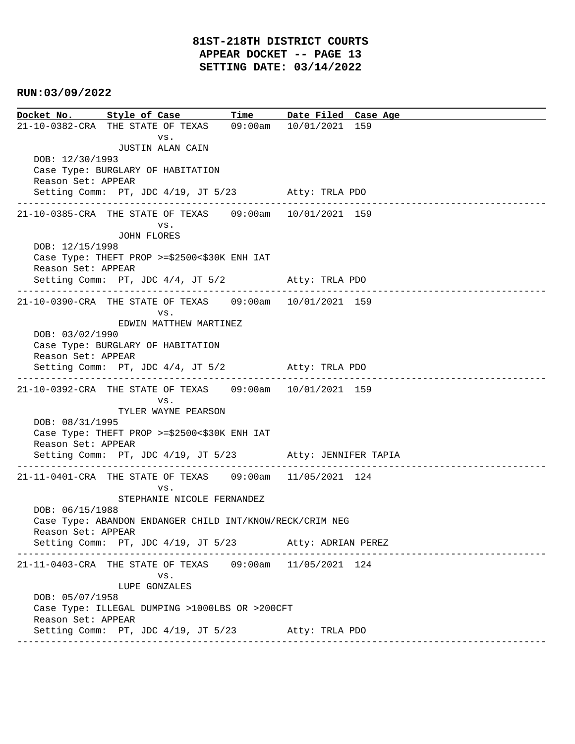# 81ST-218TH DISTRICT COURTS
## APPEAR DOCKET -- PAGE 13
## SETTING DATE: 03/14/2022

**RUN:03/09/2022**

| Docket No. | Style of Case | Time | Date Filed | Case Age |
|---|---|---|---|---|
| 21-10-0382-CRA | THE STATE OF TEXAS vs. JUSTIN ALAN CAIN | 09:00am | 10/01/2021 | 159 |

DOB: 12/30/1993
Case Type: BURGLARY OF HABITATION
Reason Set: APPEAR
Setting Comm: PT, JDC 4/19, JT 5/23 Atty: TRLA PDO

---

| Docket No. | Style of Case | Time | Date Filed | Case Age |
|---|---|---|---|---|
| 21-10-0385-CRA | THE STATE OF TEXAS vs. JOHN FLORES | 09:00am | 10/01/2021 | 159 |

DOB: 12/15/1998
Case Type: THEFT PROP >=$2500<$30K ENH IAT
Reason Set: APPEAR
Setting Comm: PT, JDC 4/4, JT 5/2 Atty: TRLA PDO

---

| Docket No. | Style of Case | Time | Date Filed | Case Age |
|---|---|---|---|---|
| 21-10-0390-CRA | THE STATE OF TEXAS vs. EDWIN MATTHEW MARTINEZ | 09:00am | 10/01/2021 | 159 |

DOB: 03/02/1990
Case Type: BURGLARY OF HABITATION
Reason Set: APPEAR
Setting Comm: PT, JDC 4/4, JT 5/2 Atty: TRLA PDO

---

| Docket No. | Style of Case | Time | Date Filed | Case Age |
|---|---|---|---|---|
| 21-10-0392-CRA | THE STATE OF TEXAS vs. TYLER WAYNE PEARSON | 09:00am | 10/01/2021 | 159 |

DOB: 08/31/1995
Case Type: THEFT PROP >=$2500<$30K ENH IAT
Reason Set: APPEAR
Setting Comm: PT, JDC 4/19, JT 5/23 Atty: JENNIFER TAPIA

---

| Docket No. | Style of Case | Time | Date Filed | Case Age |
|---|---|---|---|---|
| 21-11-0401-CRA | THE STATE OF TEXAS vs. STEPHANIE NICOLE FERNANDEZ | 09:00am | 11/05/2021 | 124 |

DOB: 06/15/1988
Case Type: ABANDON ENDANGER CHILD INT/KNOW/RECK/CRIM NEG
Reason Set: APPEAR
Setting Comm: PT, JDC 4/19, JT 5/23 Atty: ADRIAN PEREZ

---

| Docket No. | Style of Case | Time | Date Filed | Case Age |
|---|---|---|---|---|
| 21-11-0403-CRA | THE STATE OF TEXAS vs. LUPE GONZALES | 09:00am | 11/05/2021 | 124 |

DOB: 05/07/1958
Case Type: ILLEGAL DUMPING >1000LBS OR >200CFT
Reason Set: APPEAR
Setting Comm: PT, JDC 4/19, JT 5/23 Atty: TRLA PDO

---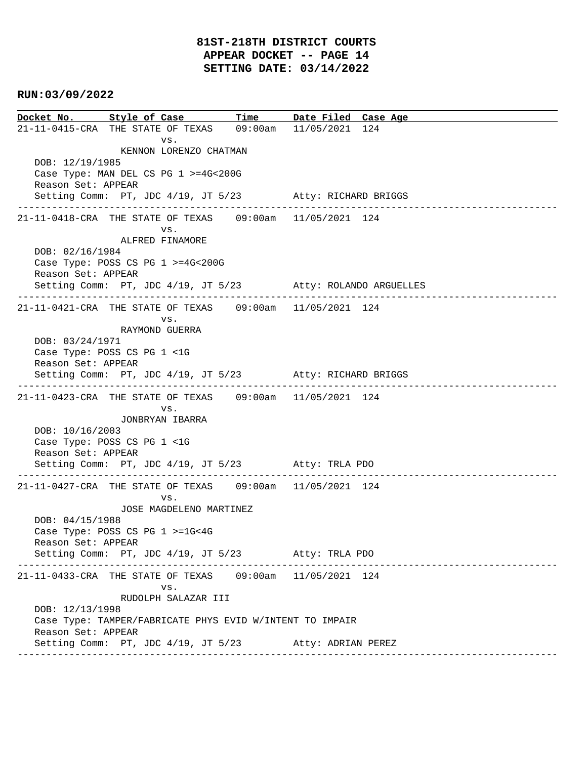**81ST-218TH DISTRICT COURTS**
**APPEAR DOCKET -- PAGE 14**
**SETTING DATE: 03/14/2022**

**RUN:03/09/2022**

| Docket No. | Style of Case | Time | Date Filed | Case Age |
|---|---|---|---|---|

---

21-11-0415-CRA THE STATE OF TEXAS 09:00am 11/05/2021 124
vs.
KENNON LORENZO CHATMAN
DOB: 12/19/1985
Case Type: MAN DEL CS PG 1 >=4G<200G
Reason Set: APPEAR
Setting Comm: PT, JDC 4/19, JT 5/23 Atty: RICHARD BRIGGS

---

21-11-0418-CRA THE STATE OF TEXAS 09:00am 11/05/2021 124
vs.
ALFRED FINAMORE
DOB: 02/16/1984
Case Type: POSS CS PG 1 >=4G<200G
Reason Set: APPEAR
Setting Comm: PT, JDC 4/19, JT 5/23 Atty: ROLANDO ARGUELLES

---

21-11-0421-CRA THE STATE OF TEXAS 09:00am 11/05/2021 124
vs.
RAYMOND GUERRA
DOB: 03/24/1971
Case Type: POSS CS PG 1 <1G
Reason Set: APPEAR
Setting Comm: PT, JDC 4/19, JT 5/23 Atty: RICHARD BRIGGS

---

21-11-0423-CRA THE STATE OF TEXAS 09:00am 11/05/2021 124
vs.
JONBRYAN IBARRA
DOB: 10/16/2003
Case Type: POSS CS PG 1 <1G
Reason Set: APPEAR
Setting Comm: PT, JDC 4/19, JT 5/23 Atty: TRLA PDO

---

21-11-0427-CRA THE STATE OF TEXAS 09:00am 11/05/2021 124
vs.
JOSE MAGDELENO MARTINEZ
DOB: 04/15/1988
Case Type: POSS CS PG 1 >=1G<4G
Reason Set: APPEAR
Setting Comm: PT, JDC 4/19, JT 5/23 Atty: TRLA PDO

---

21-11-0433-CRA THE STATE OF TEXAS 09:00am 11/05/2021 124
vs.
RUDOLPH SALAZAR III
DOB: 12/13/1998
Case Type: TAMPER/FABRICATE PHYS EVID W/INTENT TO IMPAIR
Reason Set: APPEAR
Setting Comm: PT, JDC 4/19, JT 5/23 Atty: ADRIAN PEREZ

---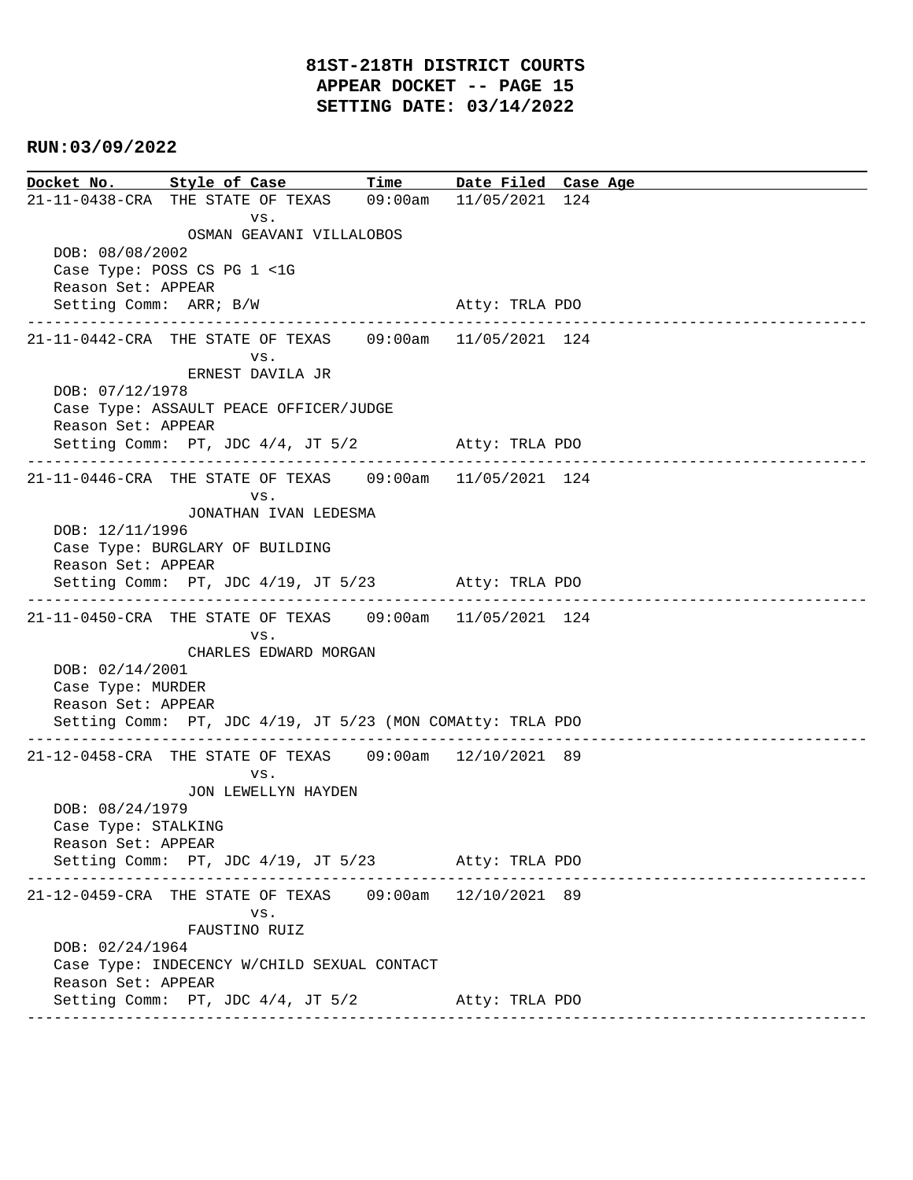**81ST-218TH DISTRICT COURTS**
**APPEAR DOCKET -- PAGE 15**
**SETTING DATE: 03/14/2022**

**RUN:03/09/2022**

| Docket No. | Style of Case | Time | Date Filed | Case Age |
|---|---|---|---|---|
| 21-11-0438-CRA | THE STATE OF TEXAS vs. OSMAN GEAVANI VILLALOBOS | 09:00am | 11/05/2021 | 124 |

DOB: 08/08/2002
Case Type: POSS CS PG 1 <1G
Reason Set: APPEAR
Setting Comm: ARR; B/W — Atty: TRLA PDO

---

| Docket No. | Style of Case | Time | Date Filed | Case Age |
|---|---|---|---|---|
| 21-11-0442-CRA | THE STATE OF TEXAS vs. ERNEST DAVILA JR | 09:00am | 11/05/2021 | 124 |

DOB: 07/12/1978
Case Type: ASSAULT PEACE OFFICER/JUDGE
Reason Set: APPEAR
Setting Comm: PT, JDC 4/4, JT 5/2 — Atty: TRLA PDO

---

| Docket No. | Style of Case | Time | Date Filed | Case Age |
|---|---|---|---|---|
| 21-11-0446-CRA | THE STATE OF TEXAS vs. JONATHAN IVAN LEDESMA | 09:00am | 11/05/2021 | 124 |

DOB: 12/11/1996
Case Type: BURGLARY OF BUILDING
Reason Set: APPEAR
Setting Comm: PT, JDC 4/19, JT 5/23 — Atty: TRLA PDO

---

| Docket No. | Style of Case | Time | Date Filed | Case Age |
|---|---|---|---|---|
| 21-11-0450-CRA | THE STATE OF TEXAS vs. CHARLES EDWARD MORGAN | 09:00am | 11/05/2021 | 124 |

DOB: 02/14/2001
Case Type: MURDER
Reason Set: APPEAR
Setting Comm: PT, JDC 4/19, JT 5/23 (MON COM — Atty: TRLA PDO

---

| Docket No. | Style of Case | Time | Date Filed | Case Age |
|---|---|---|---|---|
| 21-12-0458-CRA | THE STATE OF TEXAS vs. JON LEWELLYN HAYDEN | 09:00am | 12/10/2021 | 89 |

DOB: 08/24/1979
Case Type: STALKING
Reason Set: APPEAR
Setting Comm: PT, JDC 4/19, JT 5/23 — Atty: TRLA PDO

---

| Docket No. | Style of Case | Time | Date Filed | Case Age |
|---|---|---|---|---|
| 21-12-0459-CRA | THE STATE OF TEXAS vs. FAUSTINO RUIZ | 09:00am | 12/10/2021 | 89 |

DOB: 02/24/1964
Case Type: INDECENCY W/CHILD SEXUAL CONTACT
Reason Set: APPEAR
Setting Comm: PT, JDC 4/4, JT 5/2 — Atty: TRLA PDO

---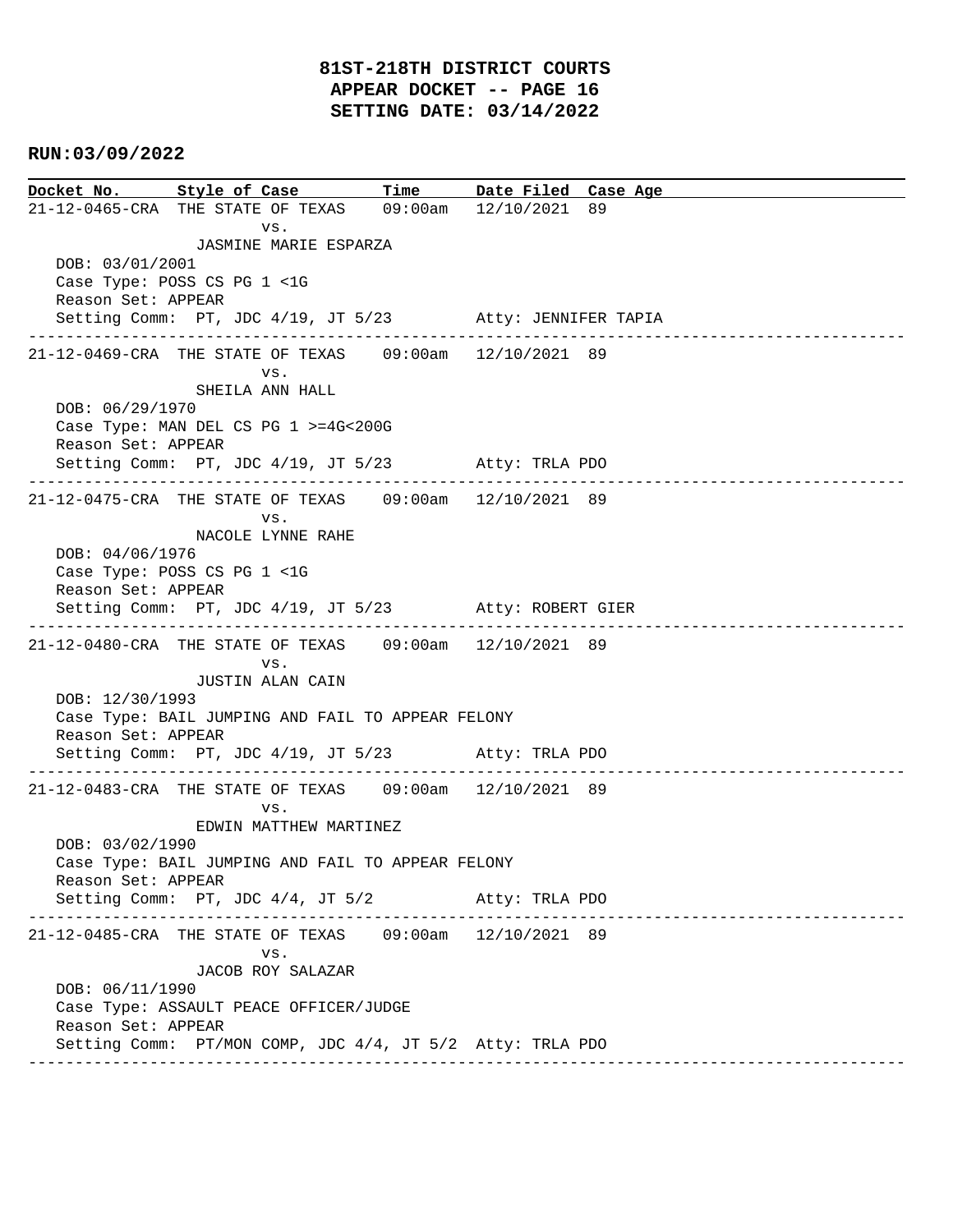# 81ST-218TH DISTRICT COURTS
## APPEAR DOCKET -- PAGE 16
## SETTING DATE: 03/14/2022

**RUN:03/09/2022**

| Docket No. | Style of Case | Time | Date Filed | Case Age |
|---|---|---|---|---|

```
21-12-0465-CRA  THE STATE OF TEXAS    09:00am   12/10/2021  89
                         vs.
                JASMINE MARIE ESPARZA
   DOB: 03/01/2001
   Case Type: POSS CS PG 1 <1G
   Reason Set: APPEAR
   Setting Comm:  PT, JDC 4/19, JT 5/23         Atty: JENNIFER TAPIA
---------------------------------------------------------------------------
21-12-0469-CRA  THE STATE OF TEXAS    09:00am   12/10/2021  89
                         vs.
                SHEILA ANN HALL
   DOB: 06/29/1970
   Case Type: MAN DEL CS PG 1 >=4G<200G
   Reason Set: APPEAR
   Setting Comm:  PT, JDC 4/19, JT 5/23         Atty: TRLA PDO
---------------------------------------------------------------------------
21-12-0475-CRA  THE STATE OF TEXAS    09:00am   12/10/2021  89
                         vs.
                NACOLE LYNNE RAHE
   DOB: 04/06/1976
   Case Type: POSS CS PG 1 <1G
   Reason Set: APPEAR
   Setting Comm:  PT, JDC 4/19, JT 5/23         Atty: ROBERT GIER
---------------------------------------------------------------------------
21-12-0480-CRA  THE STATE OF TEXAS    09:00am   12/10/2021  89
                         vs.
                JUSTIN ALAN CAIN
   DOB: 12/30/1993
   Case Type: BAIL JUMPING AND FAIL TO APPEAR FELONY
   Reason Set: APPEAR
   Setting Comm:  PT, JDC 4/19, JT 5/23         Atty: TRLA PDO
---------------------------------------------------------------------------
21-12-0483-CRA  THE STATE OF TEXAS    09:00am   12/10/2021  89
                         vs.
                EDWIN MATTHEW MARTINEZ
   DOB: 03/02/1990
   Case Type: BAIL JUMPING AND FAIL TO APPEAR FELONY
   Reason Set: APPEAR
   Setting Comm:  PT, JDC 4/4, JT 5/2           Atty: TRLA PDO
---------------------------------------------------------------------------
21-12-0485-CRA  THE STATE OF TEXAS    09:00am   12/10/2021  89
                         vs.
                JACOB ROY SALAZAR
   DOB: 06/11/1990
   Case Type: ASSAULT PEACE OFFICER/JUDGE
   Reason Set: APPEAR
   Setting Comm:  PT/MON COMP, JDC 4/4, JT 5/2  Atty: TRLA PDO
---------------------------------------------------------------------------
```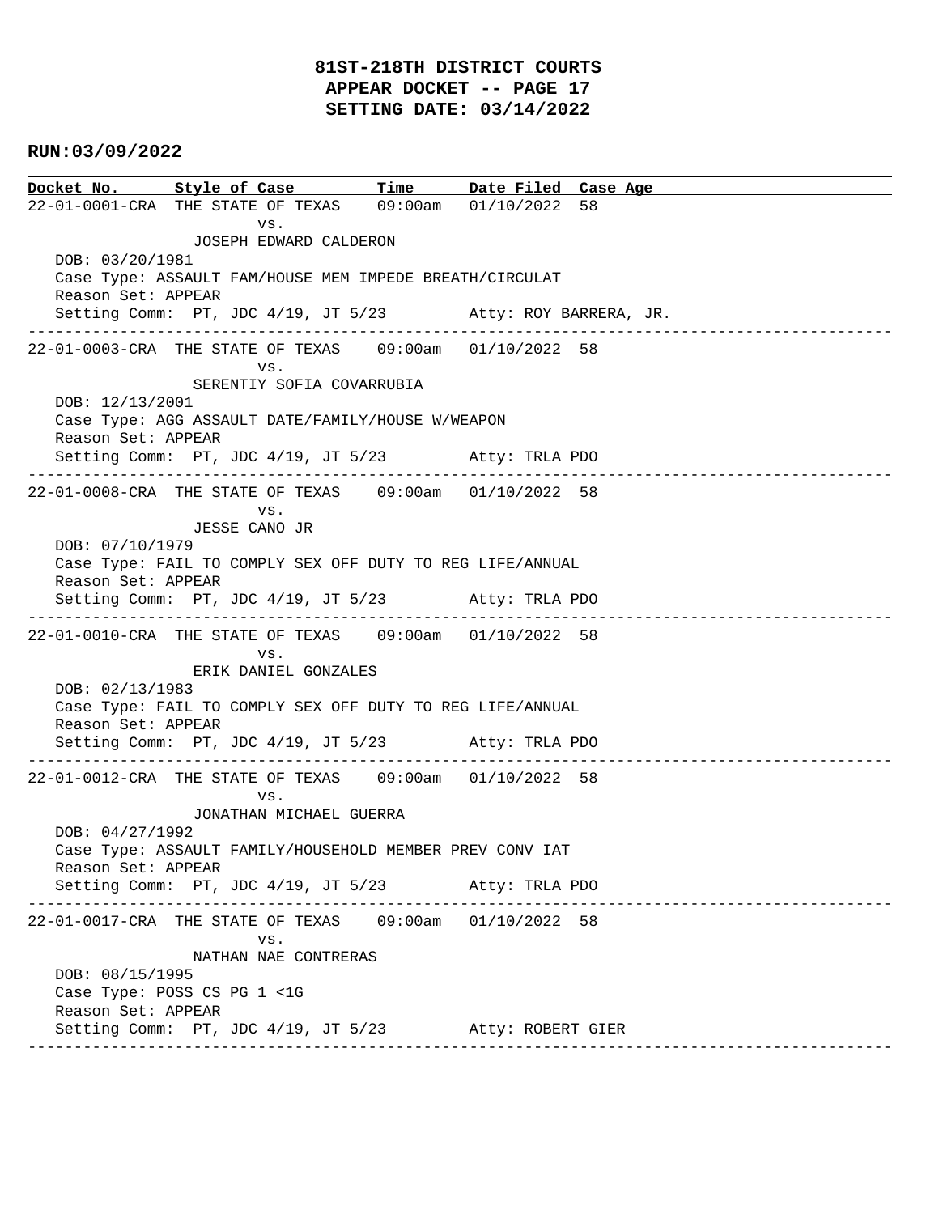**81ST-218TH DISTRICT COURTS**
**APPEAR DOCKET -- PAGE 17**
**SETTING DATE: 03/14/2022**

**RUN:03/09/2022**

| Docket No. | Style of Case | Time | Date Filed | Case Age |
|---|---|---|---|---|

```
22-01-0001-CRA  THE STATE OF TEXAS    09:00am   01/10/2022  58
                       vs.
                JOSEPH EDWARD CALDERON
   DOB: 03/20/1981
   Case Type: ASSAULT FAM/HOUSE MEM IMPEDE BREATH/CIRCULAT
   Reason Set: APPEAR
   Setting Comm:  PT, JDC 4/19, JT 5/23          Atty: ROY BARRERA, JR.
------------------------------------------------------------------------------------------
22-01-0003-CRA  THE STATE OF TEXAS    09:00am   01/10/2022  58
                       vs.
                SERENTIY SOFIA COVARRUBIA
   DOB: 12/13/2001
   Case Type: AGG ASSAULT DATE/FAMILY/HOUSE W/WEAPON
   Reason Set: APPEAR
   Setting Comm:  PT, JDC 4/19, JT 5/23          Atty: TRLA PDO
------------------------------------------------------------------------------------------
22-01-0008-CRA  THE STATE OF TEXAS    09:00am   01/10/2022  58
                       vs.
                JESSE CANO JR
   DOB: 07/10/1979
   Case Type: FAIL TO COMPLY SEX OFF DUTY TO REG LIFE/ANNUAL
   Reason Set: APPEAR
   Setting Comm:  PT, JDC 4/19, JT 5/23          Atty: TRLA PDO
------------------------------------------------------------------------------------------
22-01-0010-CRA  THE STATE OF TEXAS    09:00am   01/10/2022  58
                       vs.
                ERIK DANIEL GONZALES
   DOB: 02/13/1983
   Case Type: FAIL TO COMPLY SEX OFF DUTY TO REG LIFE/ANNUAL
   Reason Set: APPEAR
   Setting Comm:  PT, JDC 4/19, JT 5/23          Atty: TRLA PDO
------------------------------------------------------------------------------------------
22-01-0012-CRA  THE STATE OF TEXAS    09:00am   01/10/2022  58
                       vs.
                JONATHAN MICHAEL GUERRA
   DOB: 04/27/1992
   Case Type: ASSAULT FAMILY/HOUSEHOLD MEMBER PREV CONV IAT
   Reason Set: APPEAR
   Setting Comm:  PT, JDC 4/19, JT 5/23          Atty: TRLA PDO
------------------------------------------------------------------------------------------
22-01-0017-CRA  THE STATE OF TEXAS    09:00am   01/10/2022  58
                       vs.
                NATHAN NAE CONTRERAS
   DOB: 08/15/1995
   Case Type: POSS CS PG 1 <1G
   Reason Set: APPEAR
   Setting Comm:  PT, JDC 4/19, JT 5/23          Atty: ROBERT GIER
------------------------------------------------------------------------------------------
```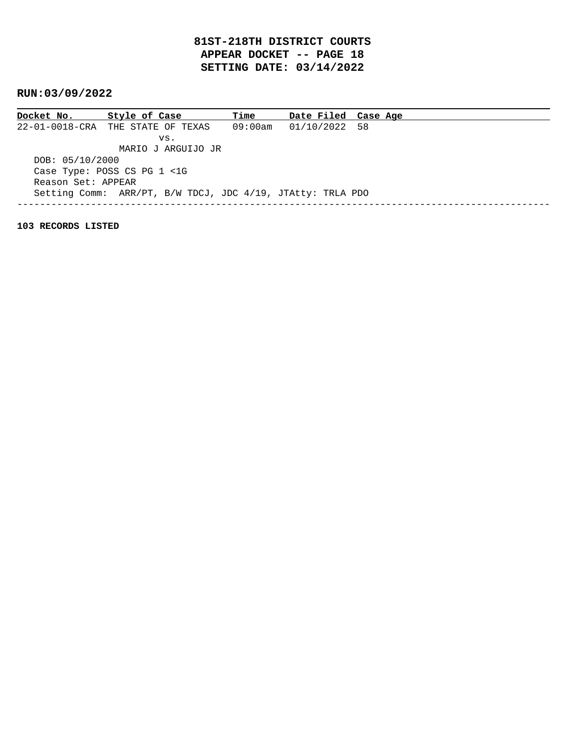**81ST-218TH DISTRICT COURTS**
**APPEAR DOCKET -- PAGE 18**
**SETTING DATE: 03/14/2022**

**RUN:03/09/2022**

| Docket No. | Style of Case | Time | Date Filed | Case Age |
|---|---|---|---|---|
| 22-01-0018-CRA | THE STATE OF TEXAS vs. MARIO J ARGUIJO JR | 09:00am | 01/10/2022 | 58 |

DOB: 05/10/2000
Case Type: POSS CS PG 1 <1G
Reason Set: APPEAR
Setting Comm: ARR/PT, B/W TDCJ, JDC 4/19, JTAtty: TRLA PDO

---

**103 RECORDS LISTED**